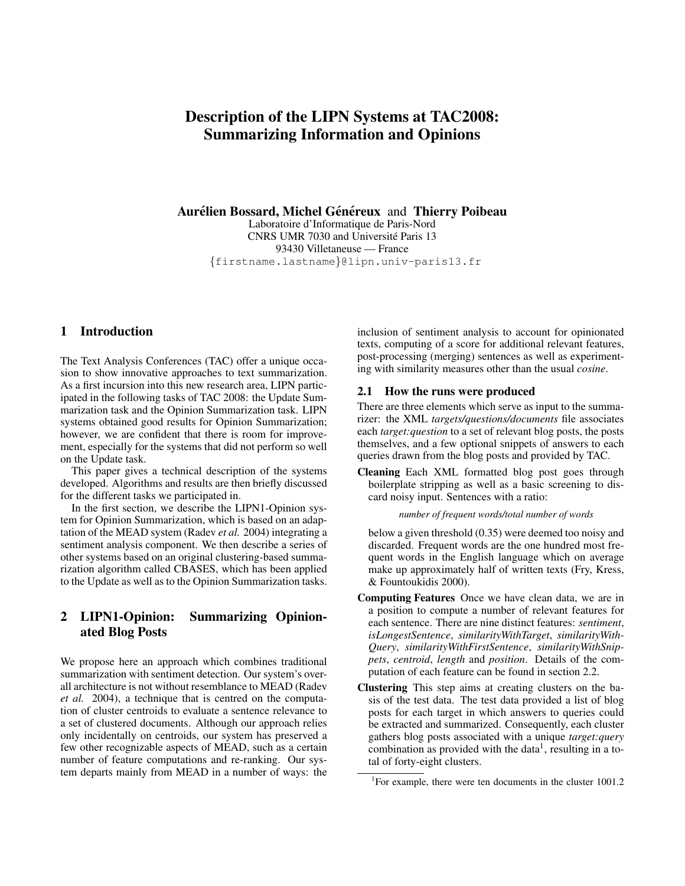# Description of the LIPN Systems at TAC2008: Summarizing Information and Opinions

**Aurélien Bossard, Michel Généreux** and **Thierry Poibeau**

Laboratoire d'Informatique de Paris-Nord
CNRS UMR 7030 and Université Paris 13
93430 Villetaneuse — France
{firstname.lastname}@lipn.univ-paris13.fr

## 1 Introduction

The Text Analysis Conferences (TAC) offer a unique occasion to show innovative approaches to text summarization. As a first incursion into this new research area, LIPN participated in the following tasks of TAC 2008: the Update Summarization task and the Opinion Summarization task. LIPN systems obtained good results for Opinion Summarization; however, we are confident that there is room for improvement, especially for the systems that did not perform so well on the Update task.

This paper gives a technical description of the systems developed. Algorithms and results are then briefly discussed for the different tasks we participated in.

In the first section, we describe the LIPN1-Opinion system for Opinion Summarization, which is based on an adaptation of the MEAD system (Radev *et al.* 2004) integrating a sentiment analysis component. We then describe a series of other systems based on an original clustering-based summarization algorithm called CBASES, which has been applied to the Update as well as to the Opinion Summarization tasks.

## 2 LIPN1-Opinion: Summarizing Opinionated Blog Posts

We propose here an approach which combines traditional summarization with sentiment detection. Our system's overall architecture is not without resemblance to MEAD (Radev *et al.* 2004), a technique that is centred on the computation of cluster centroids to evaluate a sentence relevance to a set of clustered documents. Although our approach relies only incidentally on centroids, our system has preserved a few other recognizable aspects of MEAD, such as a certain number of feature computations and re-ranking. Our system departs mainly from MEAD in a number of ways: the inclusion of sentiment analysis to account for opinionated texts, computing of a score for additional relevant features, post-processing (merging) sentences as well as experimenting with similarity measures other than the usual *cosine*.

### 2.1 How the runs were produced

There are three elements which serve as input to the summarizer: the XML *targets/questions/documents* file associates each *target:question* to a set of relevant blog posts, the posts themselves, and a few optional snippets of answers to each queries drawn from the blog posts and provided by TAC.

**Cleaning** Each XML formatted blog post goes through boilerplate stripping as well as a basic screening to discard noisy input. Sentences with a ratio:

*number of frequent words/total number of words*

below a given threshold (0.35) were deemed too noisy and discarded. Frequent words are the one hundred most frequent words in the English language which on average make up approximately half of written texts (Fry, Kress, & Fountoukidis 2000).

**Computing Features** Once we have clean data, we are in a position to compute a number of relevant features for each sentence. There are nine distinct features: *sentiment*, *isLongestSentence*, *similarityWithTarget*, *similarityWithQuery*, *similarityWithFirstSentence*, *similarityWithSnippets*, *centroid*, *length* and *position*. Details of the computation of each feature can be found in section 2.2.

**Clustering** This step aims at creating clusters on the basis of the test data. The test data provided a list of blog posts for each target in which answers to queries could be extracted and summarized. Consequently, each cluster gathers blog posts associated with a unique *target:query* combination as provided with the data[1], resulting in a total of forty-eight clusters.

[1] For example, there were ten documents in the cluster 1001.2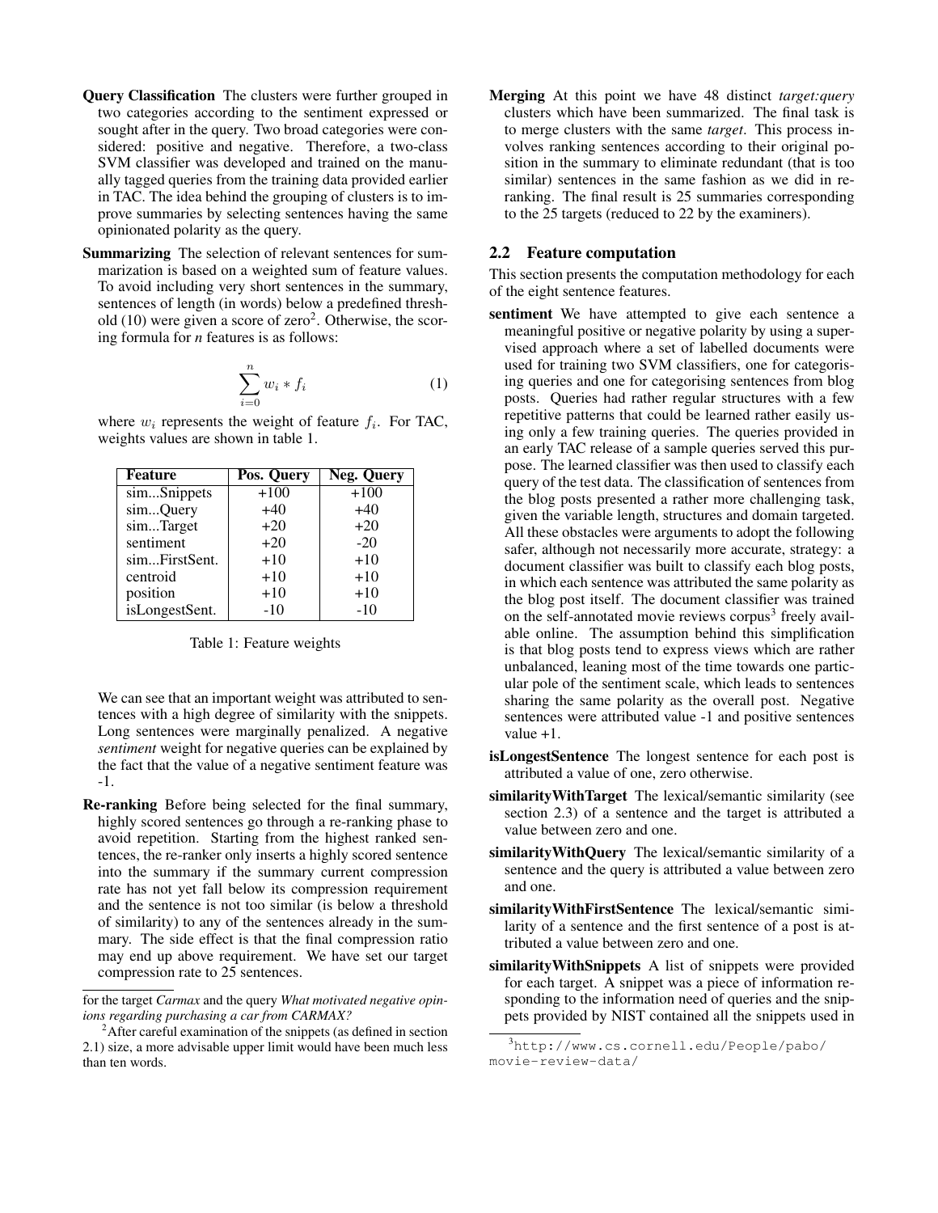**Query Classification** The clusters were further grouped in two categories according to the sentiment expressed or sought after in the query. Two broad categories were considered: positive and negative. Therefore, a two-class SVM classifier was developed and trained on the manually tagged queries from the training data provided earlier in TAC. The idea behind the grouping of clusters is to improve summaries by selecting sentences having the same opinionated polarity as the query.

**Summarizing** The selection of relevant sentences for summarization is based on a weighted sum of feature values. To avoid including very short sentences in the summary, sentences of length (in words) below a predefined threshold (10) were given a score of zero[2]. Otherwise, the scoring formula for *n* features is as follows:

$$\sum_{i=0}^{n} w_i * f_i \quad (1)$$

where $w_i$ represents the weight of feature $f_i$. For TAC, weights values are shown in table 1.

| Feature | Pos. Query | Neg. Query |
|---|---|---|
| sim...Snippets | +100 | +100 |
| sim...Query | +40 | +40 |
| sim...Target | +20 | +20 |
| sentiment | +20 | -20 |
| sim...FirstSent. | +10 | +10 |
| centroid | +10 | +10 |
| position | +10 | +10 |
| isLongestSent. | -10 | -10 |

Table 1: Feature weights

We can see that an important weight was attributed to sentences with a high degree of similarity with the snippets. Long sentences were marginally penalized. A negative *sentiment* weight for negative queries can be explained by the fact that the value of a negative sentiment feature was -1.

**Re-ranking** Before being selected for the final summary, highly scored sentences go through a re-ranking phase to avoid repetition. Starting from the highest ranked sentences, the re-ranker only inserts a highly scored sentence into the summary if the summary current compression rate has not yet fall below its compression requirement and the sentence is not too similar (is below a threshold of similarity) to any of the sentences already in the summary. The side effect is that the final compression ratio may end up above requirement. We have set our target compression rate to 25 sentences.

for the target *Carmax* and the query *What motivated negative opinions regarding purchasing a car from CARMAX?*

[2] After careful examination of the snippets (as defined in section 2.1) size, a more advisable upper limit would have been much less than ten words.

**Merging** At this point we have 48 distinct *target:query* clusters which have been summarized. The final task is to merge clusters with the same *target*. This process involves ranking sentences according to their original position in the summary to eliminate redundant (that is too similar) sentences in the same fashion as we did in reranking. The final result is 25 summaries corresponding to the 25 targets (reduced to 22 by the examiners).

## 2.2 Feature computation

This section presents the computation methodology for each of the eight sentence features.

**sentiment** We have attempted to give each sentence a meaningful positive or negative polarity by using a supervised approach where a set of labelled documents were used for training two SVM classifiers, one for categorising queries and one for categorising sentences from blog posts. Queries had rather regular structures with a few repetitive patterns that could be learned rather easily using only a few training queries. The queries provided in an early TAC release of a sample queries served this purpose. The learned classifier was then used to classify each query of the test data. The classification of sentences from the blog posts presented a rather more challenging task, given the variable length, structures and domain targeted. All these obstacles were arguments to adopt the following safer, although not necessarily more accurate, strategy: a document classifier was built to classify each blog posts, in which each sentence was attributed the same polarity as the blog post itself. The document classifier was trained on the self-annotated movie reviews corpus[3] freely available online. The assumption behind this simplification is that blog posts tend to express views which are rather unbalanced, leaning most of the time towards one particular pole of the sentiment scale, which leads to sentences sharing the same polarity as the overall post. Negative sentences were attributed value -1 and positive sentences value +1.

**isLongestSentence** The longest sentence for each post is attributed a value of one, zero otherwise.

**similarityWithTarget** The lexical/semantic similarity (see section 2.3) of a sentence and the target is attributed a value between zero and one.

**similarityWithQuery** The lexical/semantic similarity of a sentence and the query is attributed a value between zero and one.

**similarityWithFirstSentence** The lexical/semantic similarity of a sentence and the first sentence of a post is attributed a value between zero and one.

**similarityWithSnippets** A list of snippets were provided for each target. A snippet was a piece of information responding to the information need of queries and the snippets provided by NIST contained all the snippets used in

[3] http://www.cs.cornell.edu/People/pabo/movie-review-data/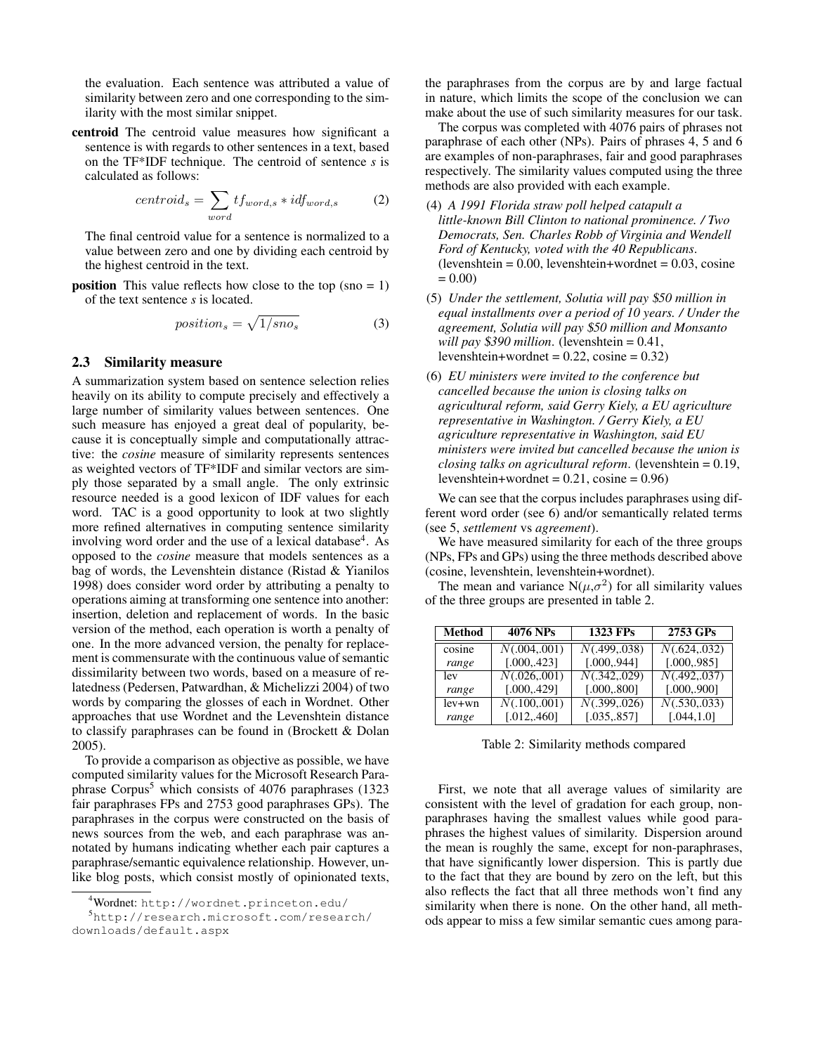the evaluation. Each sentence was attributed a value of similarity between zero and one corresponding to the similarity with the most similar snippet.

**centroid** The centroid value measures how significant a sentence is with regards to other sentences in a text, based on the TF*IDF technique. The centroid of sentence *s* is calculated as follows:

$$centroid_s = \sum_{word} tf_{word,s} * idf_{word,s} \qquad (2)$$

The final centroid value for a sentence is normalized to a value between zero and one by dividing each centroid by the highest centroid in the text.

**position** This value reflects how close to the top (sno = 1) of the text sentence *s* is located.

$$position_s = \sqrt{1/sno_s} \qquad (3)$$

### 2.3 Similarity measure

A summarization system based on sentence selection relies heavily on its ability to compute precisely and effectively a large number of similarity values between sentences. One such measure has enjoyed a great deal of popularity, because it is conceptually simple and computationally attractive: the *cosine* measure of similarity represents sentences as weighted vectors of TF*IDF and similar vectors are simply those separated by a small angle. The only extrinsic resource needed is a good lexicon of IDF values for each word. TAC is a good opportunity to look at two slightly more refined alternatives in computing sentence similarity involving word order and the use of a lexical database[4]. As opposed to the *cosine* measure that models sentences as a bag of words, the Levenshtein distance (Ristad & Yianilos 1998) does consider word order by attributing a penalty to operations aiming at transforming one sentence into another: insertion, deletion and replacement of words. In the basic version of the method, each operation is worth a penalty of one. In the more advanced version, the penalty for replacement is commensurate with the continuous value of semantic dissimilarity between two words, based on a measure of relatedness (Pedersen, Patwardhan, & Michelizzi 2004) of two words by comparing the glosses of each in Wordnet. Other approaches that use Wordnet and the Levenshtein distance to classify paraphrases can be found in (Brockett & Dolan 2005).

To provide a comparison as objective as possible, we have computed similarity values for the Microsoft Research Paraphrase Corpus[5] which consists of 4076 paraphrases (1323 fair paraphrases FPs and 2753 good paraphrases GPs). The paraphrases in the corpus were constructed on the basis of news sources from the web, and each paraphrase was annotated by humans indicating whether each pair captures a paraphrase/semantic equivalence relationship. However, unlike blog posts, which consist mostly of opinionated texts, the paraphrases from the corpus are by and large factual in nature, which limits the scope of the conclusion we can make about the use of such similarity measures for our task.

The corpus was completed with 4076 pairs of phrases not paraphrase of each other (NPs). Pairs of phrases 4, 5 and 6 are examples of non-paraphrases, fair and good paraphrases respectively. The similarity values computed using the three methods are also provided with each example.

(4) *A 1991 Florida straw poll helped catapult a little-known Bill Clinton to national prominence. / Two Democrats, Sen. Charles Robb of Virginia and Wendell Ford of Kentucky, voted with the 40 Republicans.* (levenshtein = 0.00, levenshtein+wordnet = 0.03, cosine = 0.00)

(5) *Under the settlement, Solutia will pay \$50 million in equal installments over a period of 10 years. / Under the agreement, Solutia will pay \$50 million and Monsanto will pay \$390 million.* (levenshtein = 0.41, levenshtein+wordnet = 0.22, cosine = 0.32)

(6) *EU ministers were invited to the conference but cancelled because the union is closing talks on agricultural reform, said Gerry Kiely, a EU agriculture representative in Washington. / Gerry Kiely, a EU agriculture representative in Washington, said EU ministers were invited but cancelled because the union is closing talks on agricultural reform.* (levenshtein = 0.19, levenshtein+wordnet = 0.21, cosine = 0.96)

We can see that the corpus includes paraphrases using different word order (see 6) and/or semantically related terms (see 5, *settlement* vs *agreement*).

We have measured similarity for each of the three groups (NPs, FPs and GPs) using the three methods described above (cosine, levenshtein, levenshtein+wordnet).

The mean and variance N($\mu$,$\sigma^2$) for all similarity values of the three groups are presented in table 2.

| Method | 4076 NPs | 1323 FPs | 2753 GPs |
|---|---|---|---|
| cosine | $N(.004,.001)$ | $N(.499,.038)$ | $N(.624,.032)$ |
| *range* | [.000,.423] | [.000,.944] | [.000,.985] |
| lev | $N(.026,.001)$ | $N(.342,.029)$ | $N(.492,.037)$ |
| *range* | [.000,.429] | [.000,.800] | [.000,.900] |
| lev+wn | $N(.100,.001)$ | $N(.399,.026)$ | $N(.530,.033)$ |
| *range* | [.012,.460] | [.035,.857] | [.044,1.0] |

Table 2: Similarity methods compared

First, we note that all average values of similarity are consistent with the level of gradation for each group, non-paraphrases having the smallest values while good paraphrases the highest values of similarity. Dispersion around the mean is roughly the same, except for non-paraphrases, that have significantly lower dispersion. This is partly due to the fact that they are bound by zero on the left, but this also reflects the fact that all three methods won't find any similarity when there is none. On the other hand, all methods appear to miss a few similar semantic cues among para-

[4] Wordnet: http://wordnet.princeton.edu/

[5] http://research.microsoft.com/research/downloads/default.aspx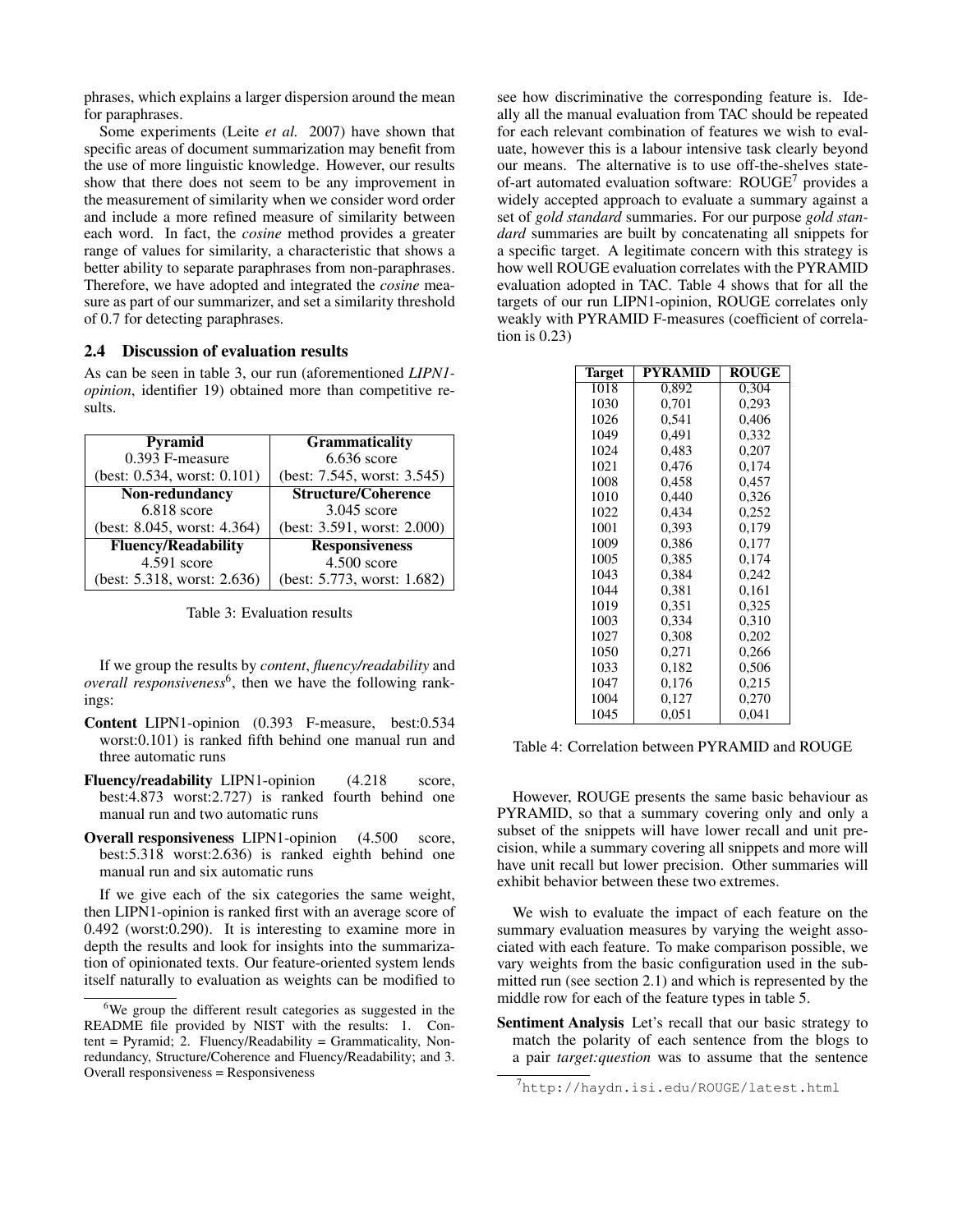phrases, which explains a larger dispersion around the mean for paraphrases.

Some experiments (Leite *et al.* 2007) have shown that specific areas of document summarization may benefit from the use of more linguistic knowledge. However, our results show that there does not seem to be any improvement in the measurement of similarity when we consider word order and include a more refined measure of similarity between each word. In fact, the *cosine* method provides a greater range of values for similarity, a characteristic that shows a better ability to separate paraphrases from non-paraphrases. Therefore, we have adopted and integrated the *cosine* measure as part of our summarizer, and set a similarity threshold of 0.7 for detecting paraphrases.

### 2.4 Discussion of evaluation results

As can be seen in table 3, our run (aforementioned *LIPN1-opinion*, identifier 19) obtained more than competitive results.

| Pyramid | Grammaticality |
|---|---|
| 0.393 F-measure | 6.636 score |
| (best: 0.534, worst: 0.101) | (best: 7.545, worst: 3.545) |
| **Non-redundancy** | **Structure/Coherence** |
| 6.818 score | 3.045 score |
| (best: 8.045, worst: 4.364) | (best: 3.591, worst: 2.000) |
| **Fluency/Readability** | **Responsiveness** |
| 4.591 score | 4.500 score |
| (best: 5.318, worst: 2.636) | (best: 5.773, worst: 1.682) |

Table 3: Evaluation results

If we group the results by *content*, *fluency/readability* and *overall responsiveness*[6], then we have the following rankings:

- **Content** LIPN1-opinion (0.393 F-measure, best:0.534 worst:0.101) is ranked fifth behind one manual run and three automatic runs
- **Fluency/readability** LIPN1-opinion (4.218 score, best:4.873 worst:2.727) is ranked fourth behind one manual run and two automatic runs
- **Overall responsiveness** LIPN1-opinion (4.500 score, best:5.318 worst:2.636) is ranked eighth behind one manual run and six automatic runs

If we give each of the six categories the same weight, then LIPN1-opinion is ranked first with an average score of 0.492 (worst:0.290). It is interesting to examine more in depth the results and look for insights into the summarization of opinionated texts. Our feature-oriented system lends itself naturally to evaluation as weights can be modified to see how discriminative the corresponding feature is. Ideally all the manual evaluation from TAC should be repeated for each relevant combination of features we wish to evaluate, however this is a labour intensive task clearly beyond our means. The alternative is to use off-the-shelves state-of-art automated evaluation software: ROUGE[7] provides a widely accepted approach to evaluate a summary against a set of *gold standard* summaries. For our purpose *gold standard* summaries are built by concatenating all snippets for a specific target. A legitimate concern with this strategy is how well ROUGE evaluation correlates with the PYRAMID evaluation adopted in TAC. Table 4 shows that for all the targets of our run LIPN1-opinion, ROUGE correlates only weakly with PYRAMID F-measures (coefficient of correlation is 0.23)

| Target | PYRAMID | ROUGE |
|---|---|---|
| 1018 | 0,892 | 0,304 |
| 1030 | 0,701 | 0,293 |
| 1026 | 0,541 | 0,406 |
| 1049 | 0,491 | 0,332 |
| 1024 | 0,483 | 0,207 |
| 1021 | 0,476 | 0,174 |
| 1008 | 0,458 | 0,457 |
| 1010 | 0,440 | 0,326 |
| 1022 | 0,434 | 0,252 |
| 1001 | 0,393 | 0,179 |
| 1009 | 0,386 | 0,177 |
| 1005 | 0,385 | 0,174 |
| 1043 | 0,384 | 0,242 |
| 1044 | 0,381 | 0,161 |
| 1019 | 0,351 | 0,325 |
| 1003 | 0,334 | 0,310 |
| 1027 | 0,308 | 0,202 |
| 1050 | 0,271 | 0,266 |
| 1033 | 0,182 | 0,506 |
| 1047 | 0,176 | 0,215 |
| 1004 | 0,127 | 0,270 |
| 1045 | 0,051 | 0,041 |

Table 4: Correlation between PYRAMID and ROUGE

However, ROUGE presents the same basic behaviour as PYRAMID, so that a summary covering only and only a subset of the snippets will have lower recall and unit precision, while a summary covering all snippets and more will have unit recall but lower precision. Other summaries will exhibit behavior between these two extremes.

We wish to evaluate the impact of each feature on the summary evaluation measures by varying the weight associated with each feature. To make comparison possible, we vary weights from the basic configuration used in the submitted run (see section 2.1) and which is represented by the middle row for each of the feature types in table 5.

**Sentiment Analysis** Let's recall that our basic strategy to match the polarity of each sentence from the blogs to a pair *target:question* was to assume that the sentence

[6] We group the different result categories as suggested in the README file provided by NIST with the results: 1. Content = Pyramid; 2. Fluency/Readability = Grammaticality, Non-redundancy, Structure/Coherence and Fluency/Readability; and 3. Overall responsiveness = Responsiveness

[7] http://haydn.isi.edu/ROUGE/latest.html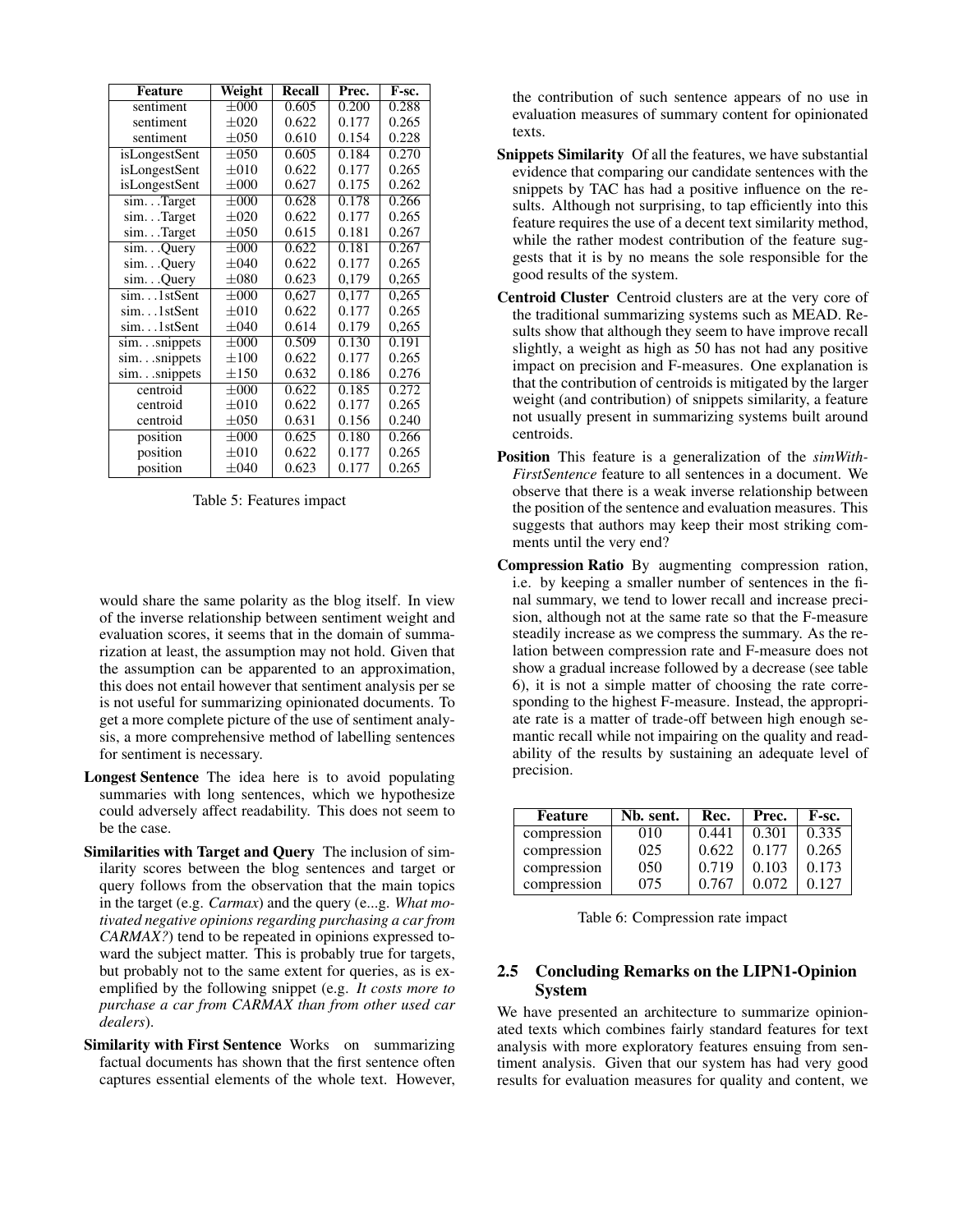| Feature | Weight | Recall | Prec. | F-sc. |
|---|---|---|---|---|
| sentiment | ±000 | 0.605 | 0.200 | 0.288 |
| sentiment | ±020 | 0.622 | 0.177 | 0.265 |
| sentiment | ±050 | 0.610 | 0.154 | 0.228 |
| isLongestSent | ±050 | 0.605 | 0.184 | 0.270 |
| isLongestSent | ±010 | 0.622 | 0.177 | 0.265 |
| isLongestSent | ±000 | 0.627 | 0.175 | 0.262 |
| sim. . .Target | ±000 | 0.628 | 0.178 | 0.266 |
| sim. . .Target | ±020 | 0.622 | 0.177 | 0.265 |
| sim. . .Target | ±050 | 0.615 | 0.181 | 0.267 |
| sim. . .Query | ±000 | 0.622 | 0.181 | 0.267 |
| sim. . .Query | ±040 | 0.622 | 0.177 | 0.265 |
| sim. . .Query | ±080 | 0.623 | 0,179 | 0,265 |
| sim. . .1stSent | ±000 | 0,627 | 0,177 | 0,265 |
| sim. . .1stSent | ±010 | 0.622 | 0.177 | 0.265 |
| sim. . .1stSent | ±040 | 0.614 | 0.179 | 0,265 |
| sim. . .snippets | ±000 | 0.509 | 0.130 | 0.191 |
| sim. . .snippets | ±100 | 0.622 | 0.177 | 0.265 |
| sim. . .snippets | ±150 | 0.632 | 0.186 | 0.276 |
| centroid | ±000 | 0.622 | 0.185 | 0.272 |
| centroid | ±010 | 0.622 | 0.177 | 0.265 |
| centroid | ±050 | 0.631 | 0.156 | 0.240 |
| position | ±000 | 0.625 | 0.180 | 0.266 |
| position | ±010 | 0.622 | 0.177 | 0.265 |
| position | ±040 | 0.623 | 0.177 | 0.265 |

Table 5: Features impact

would share the same polarity as the blog itself. In view of the inverse relationship between sentiment weight and evaluation scores, it seems that in the domain of summarization at least, the assumption may not hold. Given that the assumption can be apparented to an approximation, this does not entail however that sentiment analysis per se is not useful for summarizing opinionated documents. To get a more complete picture of the use of sentiment analysis, a more comprehensive method of labelling sentences for sentiment is necessary.

**Longest Sentence** The idea here is to avoid populating summaries with long sentences, which we hypothesize could adversely affect readability. This does not seem to be the case.

**Similarities with Target and Query** The inclusion of similarity scores between the blog sentences and target or query follows from the observation that the main topics in the target (e.g. *Carmax*) and the query (e...g. *What motivated negative opinions regarding purchasing a car from CARMAX?*) tend to be repeated in opinions expressed toward the subject matter. This is probably true for targets, but probably not to the same extent for queries, as is exemplified by the following snippet (e.g. *It costs more to purchase a car from CARMAX than from other used car dealers*).

**Similarity with First Sentence** Works on summarizing factual documents has shown that the first sentence often captures essential elements of the whole text. However, the contribution of such sentence appears of no use in evaluation measures of summary content for opinionated texts.

**Snippets Similarity** Of all the features, we have substantial evidence that comparing our candidate sentences with the snippets by TAC has had a positive influence on the results. Although not surprising, to tap efficiently into this feature requires the use of a decent text similarity method, while the rather modest contribution of the feature suggests that it is by no means the sole responsible for the good results of the system.

**Centroid Cluster** Centroid clusters are at the very core of the traditional summarizing systems such as MEAD. Results show that although they seem to have improve recall slightly, a weight as high as 50 has not had any positive impact on precision and F-measures. One explanation is that the contribution of centroids is mitigated by the larger weight (and contribution) of snippets similarity, a feature not usually present in summarizing systems built around centroids.

**Position** This feature is a generalization of the *simWith-FirstSentence* feature to all sentences in a document. We observe that there is a weak inverse relationship between the position of the sentence and evaluation measures. This suggests that authors may keep their most striking comments until the very end?

**Compression Ratio** By augmenting compression ration, i.e. by keeping a smaller number of sentences in the final summary, we tend to lower recall and increase precision, although not at the same rate so that the F-measure steadily increase as we compress the summary. As the relation between compression rate and F-measure does not show a gradual increase followed by a decrease (see table 6), it is not a simple matter of choosing the rate corresponding to the highest F-measure. Instead, the appropriate rate is a matter of trade-off between high enough semantic recall while not impairing on the quality and readability of the results by sustaining an adequate level of precision.

| Feature | Nb. sent. | Rec. | Prec. | F-sc. |
|---|---|---|---|---|
| compression | 010 | 0.441 | 0.301 | 0.335 |
| compression | 025 | 0.622 | 0.177 | 0.265 |
| compression | 050 | 0.719 | 0.103 | 0.173 |
| compression | 075 | 0.767 | 0.072 | 0.127 |

Table 6: Compression rate impact

## 2.5 Concluding Remarks on the LIPN1-Opinion System

We have presented an architecture to summarize opinionated texts which combines fairly standard features for text analysis with more exploratory features ensuing from sentiment analysis. Given that our system has had very good results for evaluation measures for quality and content, we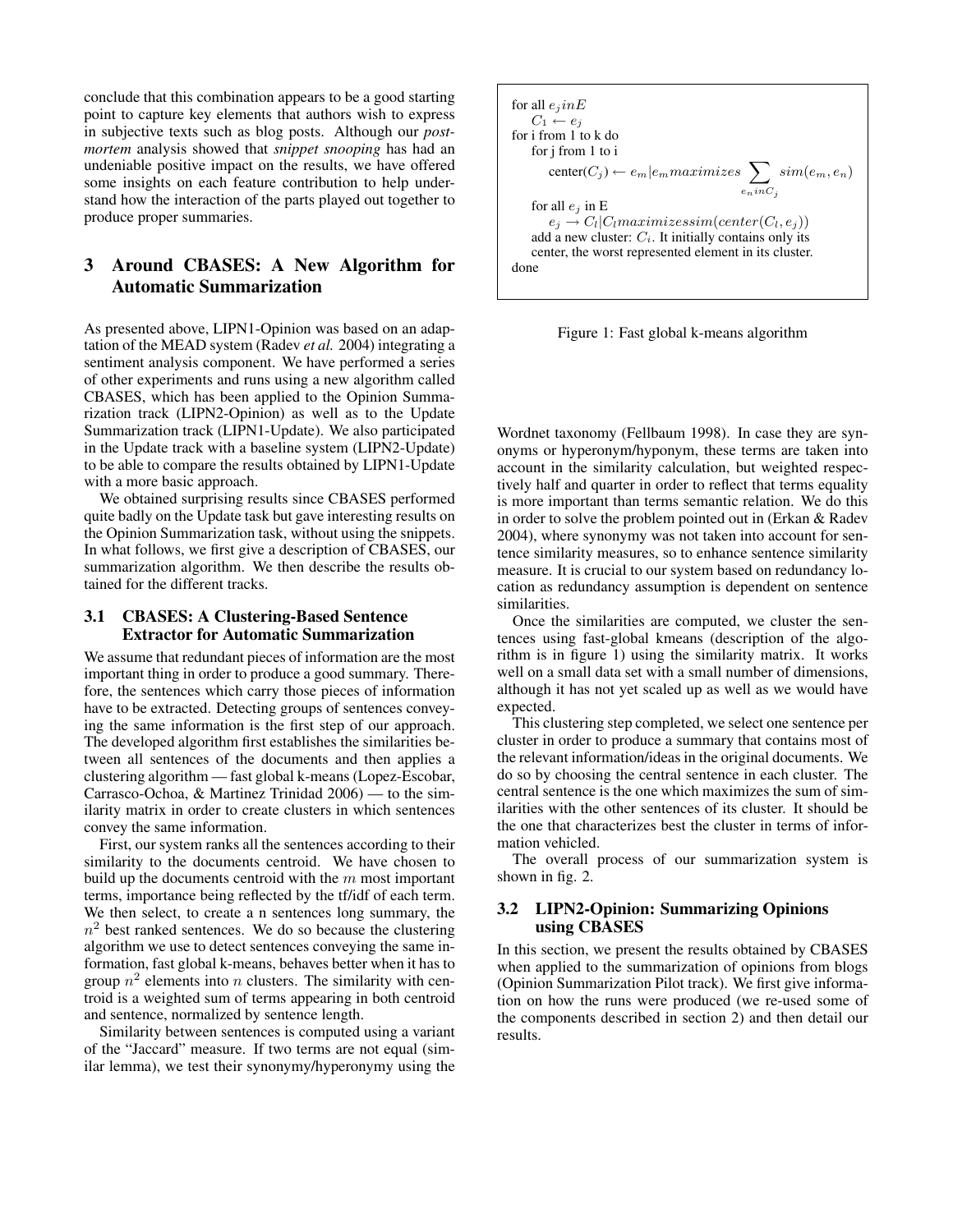conclude that this combination appears to be a good starting point to capture key elements that authors wish to express in subjective texts such as blog posts. Although our *post-mortem* analysis showed that *snippet snooping* has had an undeniable positive impact on the results, we have offered some insights on each feature contribution to help understand how the interaction of the parts played out together to produce proper summaries.

## 3 Around CBASES: A New Algorithm for Automatic Summarization

As presented above, LIPN1-Opinion was based on an adaptation of the MEAD system (Radev *et al.* 2004) integrating a sentiment analysis component. We have performed a series of other experiments and runs using a new algorithm called CBASES, which has been applied to the Opinion Summarization track (LIPN2-Opinion) as well as to the Update Summarization track (LIPN1-Update). We also participated in the Update track with a baseline system (LIPN2-Update) to be able to compare the results obtained by LIPN1-Update with a more basic approach.

We obtained surprising results since CBASES performed quite badly on the Update task but gave interesting results on the Opinion Summarization task, without using the snippets. In what follows, we first give a description of CBASES, our summarization algorithm. We then describe the results obtained for the different tracks.

### 3.1 CBASES: A Clustering-Based Sentence Extractor for Automatic Summarization

We assume that redundant pieces of information are the most important thing in order to produce a good summary. Therefore, the sentences which carry those pieces of information have to be extracted. Detecting groups of sentences conveying the same information is the first step of our approach. The developed algorithm first establishes the similarities between all sentences of the documents and then applies a clustering algorithm — fast global k-means (Lopez-Escobar, Carrasco-Ochoa, & Martinez Trinidad 2006) — to the similarity matrix in order to create clusters in which sentences convey the same information.

First, our system ranks all the sentences according to their similarity to the documents centroid. We have chosen to build up the documents centroid with the $m$ most important terms, importance being reflected by the tf/idf of each term. We then select, to create a n sentences long summary, the $n^2$ best ranked sentences. We do so because the clustering algorithm we use to detect sentences conveying the same information, fast global k-means, behaves better when it has to group $n^2$ elements into $n$ clusters. The similarity with centroid is a weighted sum of terms appearing in both centroid and sentence, normalized by sentence length.

Similarity between sentences is computed using a variant of the "Jaccard" measure. If two terms are not equal (similar lemma), we test their synonymy/hyperonymy using the Wordnet taxonomy (Fellbaum 1998). In case they are synonyms or hyperonym/hyponym, these terms are taken into account in the similarity calculation, but weighted respectively half and quarter in order to reflect that terms equality is more important than terms semantic relation. We do this in order to solve the problem pointed out in (Erkan & Radev 2004), where synonymy was not taken into account for sentence similarity measures, so to enhance sentence similarity measure. It is crucial to our system based on redundancy location as redundancy assumption is dependent on sentence similarities.

```
for all e_j in E
    C_1 ← e_j
for i from 1 to k do
    for j from 1 to i
        center(C_j) ← e_m | e_m maximizes  Σ_{e_n in C_j} sim(e_m, e_n)
    for all e_j in E
        e_j → C_l | C_l maximizes sim(center(C_l), e_j))
    add a new cluster: C_i. It initially contains only its
    center, the worst represented element in its cluster.
done
```

Figure 1: Fast global k-means algorithm

Once the similarities are computed, we cluster the sentences using fast-global kmeans (description of the algorithm is in figure 1) using the similarity matrix. It works well on a small data set with a small number of dimensions, although it has not yet scaled up as well as we would have expected.

This clustering step completed, we select one sentence per cluster in order to produce a summary that contains most of the relevant information/ideas in the original documents. We do so by choosing the central sentence in each cluster. The central sentence is the one which maximizes the sum of similarities with the other sentences of its cluster. It should be the one that characterizes best the cluster in terms of information vehicled.

The overall process of our summarization system is shown in fig. 2.

### 3.2 LIPN2-Opinion: Summarizing Opinions using CBASES

In this section, we present the results obtained by CBASES when applied to the summarization of opinions from blogs (Opinion Summarization Pilot track). We first give information on how the runs were produced (we re-used some of the components described in section 2) and then detail our results.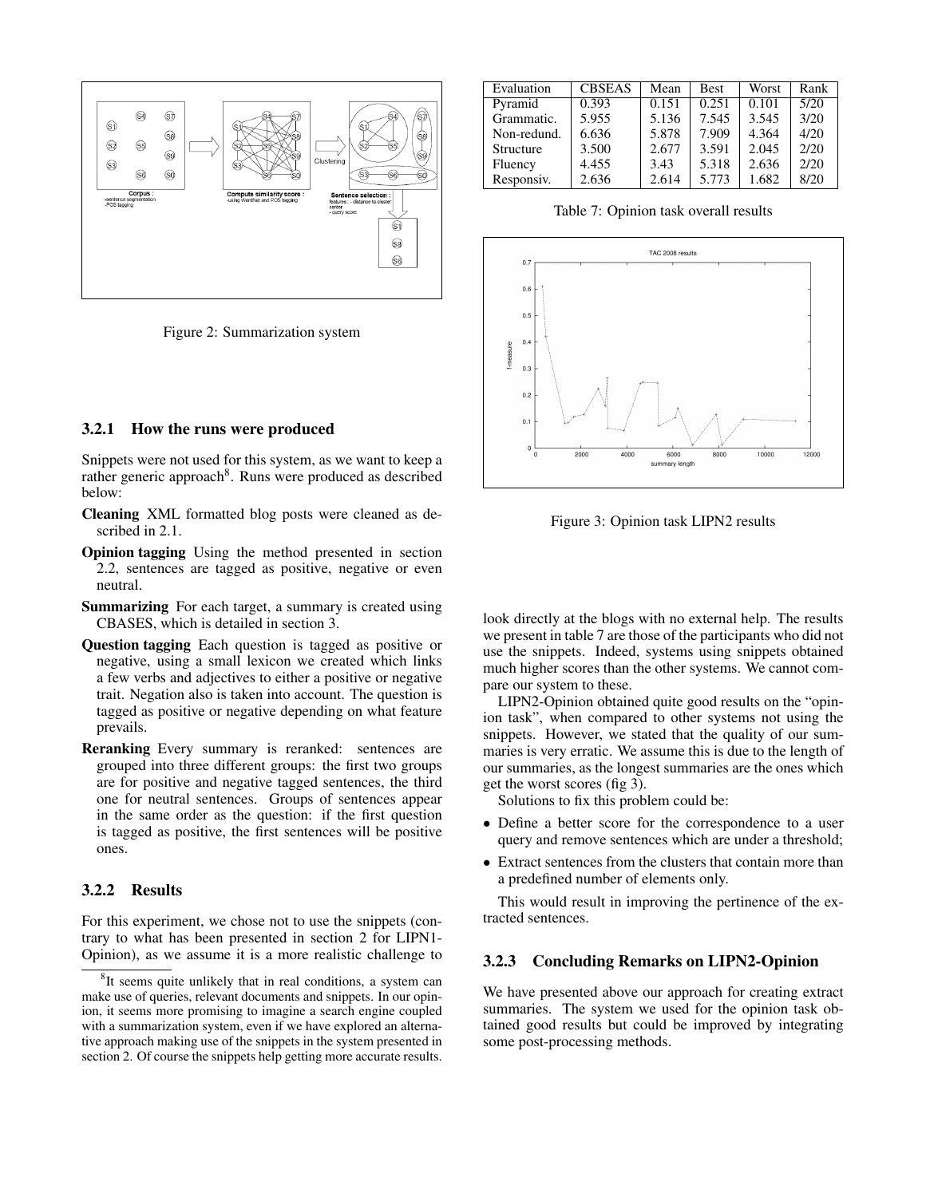Figure 2: Summarization system

### 3.2.1 How the runs were produced

Snippets were not used for this system, as we want to keep a rather generic approach[8]. Runs were produced as described below:

**Cleaning** XML formatted blog posts were cleaned as described in 2.1.

**Opinion tagging** Using the method presented in section 2.2, sentences are tagged as positive, negative or even neutral.

**Summarizing** For each target, a summary is created using CBASES, which is detailed in section 3.

**Question tagging** Each question is tagged as positive or negative, using a small lexicon we created which links a few verbs and adjectives to either a positive or negative trait. Negation also is taken into account. The question is tagged as positive or negative depending on what feature prevails.

**Reranking** Every summary is reranked: sentences are grouped into three different groups: the first two groups are for positive and negative tagged sentences, the third one for neutral sentences. Groups of sentences appear in the same order as the question: if the first question is tagged as positive, the first sentences will be positive ones.

### 3.2.2 Results

For this experiment, we chose not to use the snippets (contrary to what has been presented in section 2 for LIPN1-Opinion), as we assume it is a more realistic challenge to look directly at the blogs with no external help. The results we present in table 7 are those of the participants who did not use the snippets. Indeed, systems using snippets obtained much higher scores than the other systems. We cannot compare our system to these.

| Evaluation | CBSEAS | Mean | Best | Worst | Rank |
|---|---|---|---|---|---|
| Pyramid | 0.393 | 0.151 | 0.251 | 0.101 | 5/20 |
| Grammatic. | 5.955 | 5.136 | 7.545 | 3.545 | 3/20 |
| Non-redund. | 6.636 | 5.878 | 7.909 | 4.364 | 4/20 |
| Structure | 3.500 | 2.677 | 3.591 | 2.045 | 2/20 |
| Fluency | 4.455 | 3.43 | 5.318 | 2.636 | 2/20 |
| Responsiv. | 2.636 | 2.614 | 5.773 | 1.682 | 8/20 |

Table 7: Opinion task overall results

Figure 3: Opinion task LIPN2 results

LIPN2-Opinion obtained quite good results on the "opinion task", when compared to other systems not using the snippets. However, we stated that the quality of our summaries is very erratic. We assume this is due to the length of our summaries, as the longest summaries are the ones which get the worst scores (fig 3).

Solutions to fix this problem could be:

- Define a better score for the correspondence to a user query and remove sentences which are under a threshold;
- Extract sentences from the clusters that contain more than a predefined number of elements only.

This would result in improving the pertinence of the extracted sentences.

### 3.2.3 Concluding Remarks on LIPN2-Opinion

We have presented above our approach for creating extract summaries. The system we used for the opinion task obtained good results but could be improved by integrating some post-processing methods.

[8] It seems quite unlikely that in real conditions, a system can make use of queries, relevant documents and snippets. In our opinion, it seems more promising to imagine a search engine coupled with a summarization system, even if we have explored an alternative approach making use of the snippets in the system presented in section 2. Of course the snippets help getting more accurate results.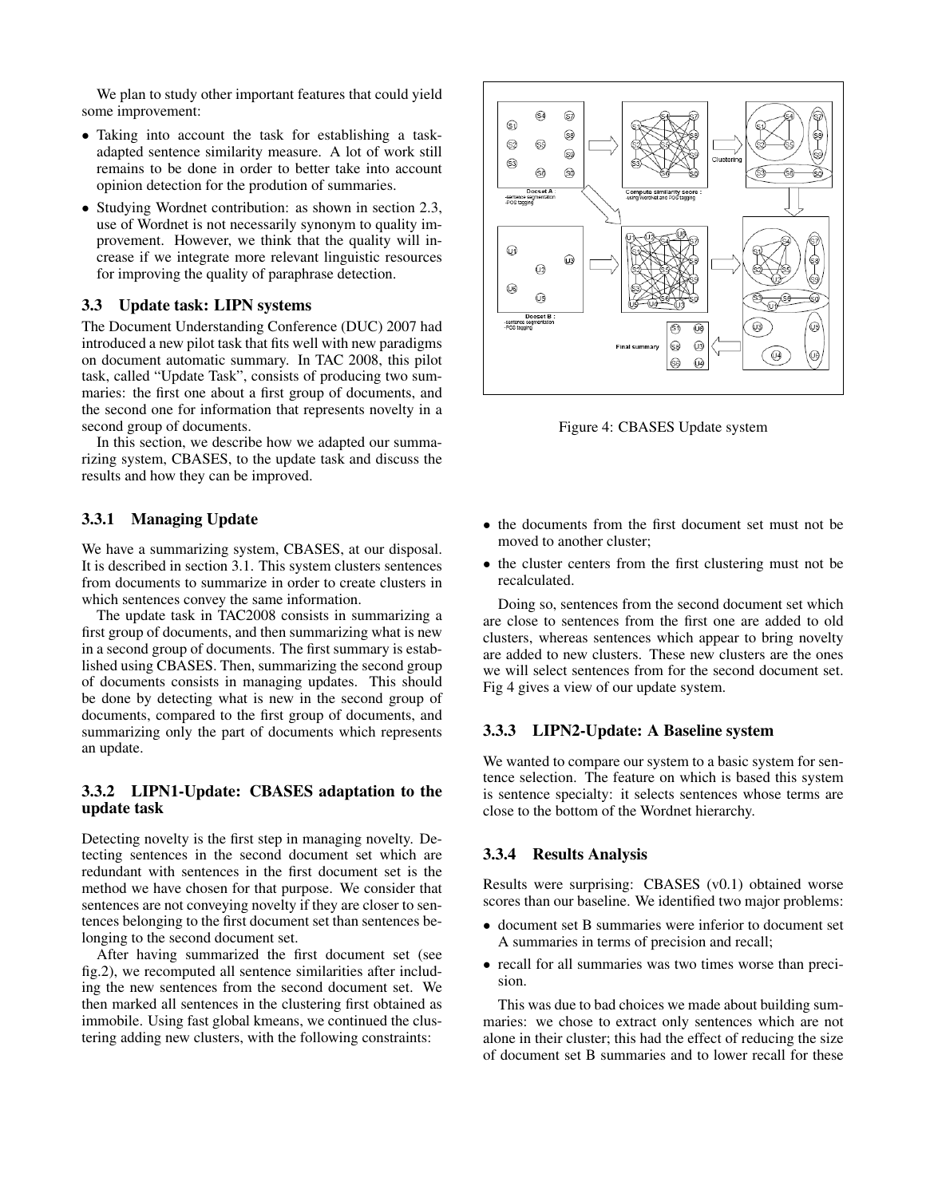We plan to study other important features that could yield some improvement:

- Taking into account the task for establishing a task-adapted sentence similarity measure. A lot of work still remains to be done in order to better take into account opinion detection for the prodution of summaries.
- Studying Wordnet contribution: as shown in section 2.3, use of Wordnet is not necessarily synonym to quality improvement. However, we think that the quality will increase if we integrate more relevant linguistic resources for improving the quality of paraphrase detection.

### 3.3 Update task: LIPN systems

The Document Understanding Conference (DUC) 2007 had introduced a new pilot task that fits well with new paradigms on document automatic summary. In TAC 2008, this pilot task, called "Update Task", consists of producing two summaries: the first one about a first group of documents, and the second one for information that represents novelty in a second group of documents.

In this section, we describe how we adapted our summarizing system, CBASES, to the update task and discuss the results and how they can be improved.

#### 3.3.1 Managing Update

We have a summarizing system, CBASES, at our disposal. It is described in section 3.1. This system clusters sentences from documents to summarize in order to create clusters in which sentences convey the same information.

The update task in TAC2008 consists in summarizing a first group of documents, and then summarizing what is new in a second group of documents. The first summary is established using CBASES. Then, summarizing the second group of documents consists in managing updates. This should be done by detecting what is new in the second group of documents, compared to the first group of documents, and summarizing only the part of documents which represents an update.

#### 3.3.2 LIPN1-Update: CBASES adaptation to the update task

Detecting novelty is the first step in managing novelty. Detecting sentences in the second document set which are redundant with sentences in the first document set is the method we have chosen for that purpose. We consider that sentences are not conveying novelty if they are closer to sentences belonging to the first document set than sentences belonging to the second document set.

After having summarized the first document set (see fig.2), we recomputed all sentence similarities after including the new sentences from the second document set. We then marked all sentences in the clustering first obtained as immobile. Using fast global kmeans, we continued the clustering adding new clusters, with the following constraints:

Figure 4: CBASES Update system

- the documents from the first document set must not be moved to another cluster;
- the cluster centers from the first clustering must not be recalculated.

Doing so, sentences from the second document set which are close to sentences from the first one are added to old clusters, whereas sentences which appear to bring novelty are added to new clusters. These new clusters are the ones we will select sentences from for the second document set. Fig 4 gives a view of our update system.

#### 3.3.3 LIPN2-Update: A Baseline system

We wanted to compare our system to a basic system for sentence selection. The feature on which is based this system is sentence specialty: it selects sentences whose terms are close to the bottom of the Wordnet hierarchy.

#### 3.3.4 Results Analysis

Results were surprising: CBASES (v0.1) obtained worse scores than our baseline. We identified two major problems:

- document set B summaries were inferior to document set A summaries in terms of precision and recall;
- recall for all summaries was two times worse than precision.

This was due to bad choices we made about building summaries: we chose to extract only sentences which are not alone in their cluster; this had the effect of reducing the size of document set B summaries and to lower recall for these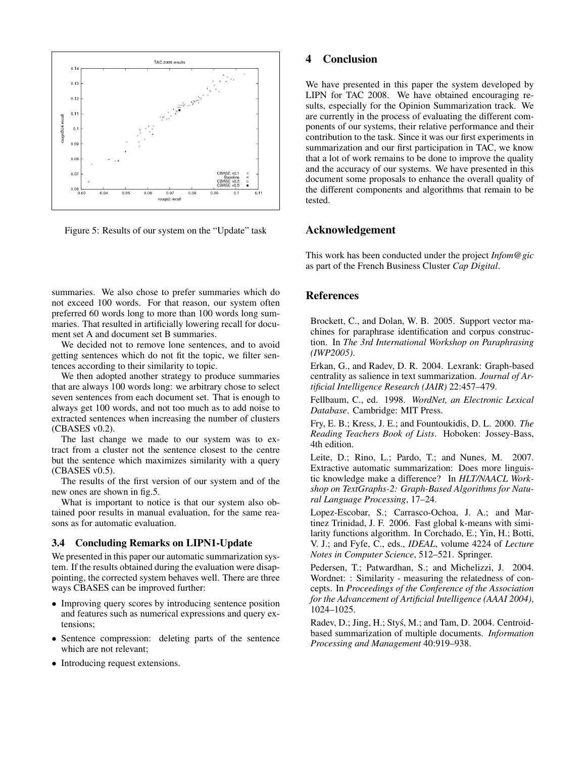Figure 5: Results of our system on the "Update" task

summaries. We also chose to prefer summaries which do not exceed 100 words. For that reason, our system often preferred 60 words long to more than 100 words long summaries. That resulted in artificially lowering recall for document set A and document set B summaries.

We decided not to remove lone sentences, and to avoid getting sentences which do not fit the topic, we filter sentences according to their similarity to topic.

We then adopted another strategy to produce summaries that are always 100 words long: we arbitrary chose to select seven sentences from each document set. That is enough to always get 100 words, and not too much as to add noise to extracted sentences when increasing the number of clusters (CBASES v0.2).

The last change we made to our system was to extract from a cluster not the sentence closest to the centre but the sentence which maximizes similarity with a query (CBASES v0.5).

The results of the first version of our system and of the new ones are shown in fig.5.

What is important to notice is that our system also obtained poor results in manual evaluation, for the same reasons as for automatic evaluation.

### 3.4 Concluding Remarks on LIPN1-Update

We presented in this paper our automatic summarization system. If the results obtained during the evaluation were disappointing, the corrected system behaves well. There are three ways CBASES can be improved further:

- Improving query scores by introducing sentence position and features such as numerical expressions and query extensions;
- Sentence compression: deleting parts of the sentence which are not relevant;
- Introducing request extensions.

## 4 Conclusion

We have presented in this paper the system developed by LIPN for TAC 2008. We have obtained encouraging results, especially for the Opinion Summarization track. We are currently in the process of evaluating the different components of our systems, their relative performance and their contribution to the task. Since it was our first experiments in summarization and our first participation in TAC, we know that a lot of work remains to be done to improve the quality and the accuracy of our systems. We have presented in this document some proposals to enhance the overall quality of the different components and algorithms that remain to be tested.

## Acknowledgement

This work has been conducted under the project *Infom@gic* as part of the French Business Cluster *Cap Digital*.

## References

Brockett, C., and Dolan, W. B. 2005. Support vector machines for paraphrase identification and corpus construction. In *The 3rd International Workshop on Paraphrasing (IWP2005)*.

Erkan, G., and Radev, D. R. 2004. Lexrank: Graph-based centrality as salience in text summarization. *Journal of Artificial Intelligence Research (JAIR)* 22:457–479.

Fellbaum, C., ed. 1998. *WordNet, an Electronic Lexical Database*. Cambridge: MIT Press.

Fry, E. B.; Kress, J. E.; and Fountoukidis, D. L. 2000. *The Reading Teachers Book of Lists*. Hoboken: Jossey-Bass, 4th edition.

Leite, D.; Rino, L.; Pardo, T.; and Nunes, M. 2007. Extractive automatic summarization: Does more linguistic knowledge make a difference? In *HLT/NAACL Workshop on TextGraphs-2: Graph-Based Algorithms for Natural Language Processing*, 17–24.

Lopez-Escobar, S.; Carrasco-Ochoa, J. A.; and Martinez Trinidad, J. F. 2006. Fast global k-means with similarity functions algorithm. In Corchado, E.; Yin, H.; Botti, V. J.; and Fyfe, C., eds., *IDEAL*, volume 4224 of *Lecture Notes in Computer Science*, 512–521. Springer.

Pedersen, T.; Patwardhan, S.; and Michelizzi, J. 2004. Wordnet: : Similarity - measuring the relatedness of concepts. In *Proceedings of the Conference of the Association for the Advancement of Artificial Intelligence (AAAI 2004)*, 1024–1025.

Radev, D.; Jing, H.; Styś, M.; and Tam, D. 2004. Centroid-based summarization of multiple documents. *Information Processing and Management* 40:919–938.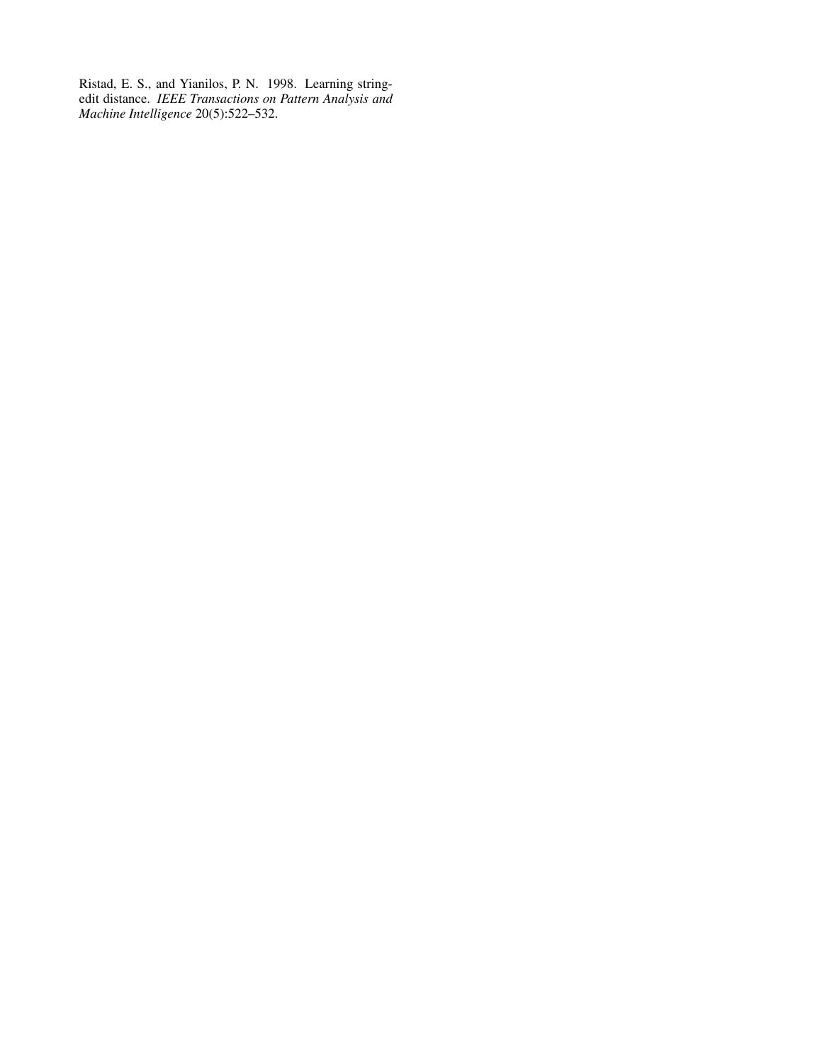Ristad, E. S., and Yianilos, P. N. 1998. Learning string-edit distance. *IEEE Transactions on Pattern Analysis and Machine Intelligence* 20(5):522–532.